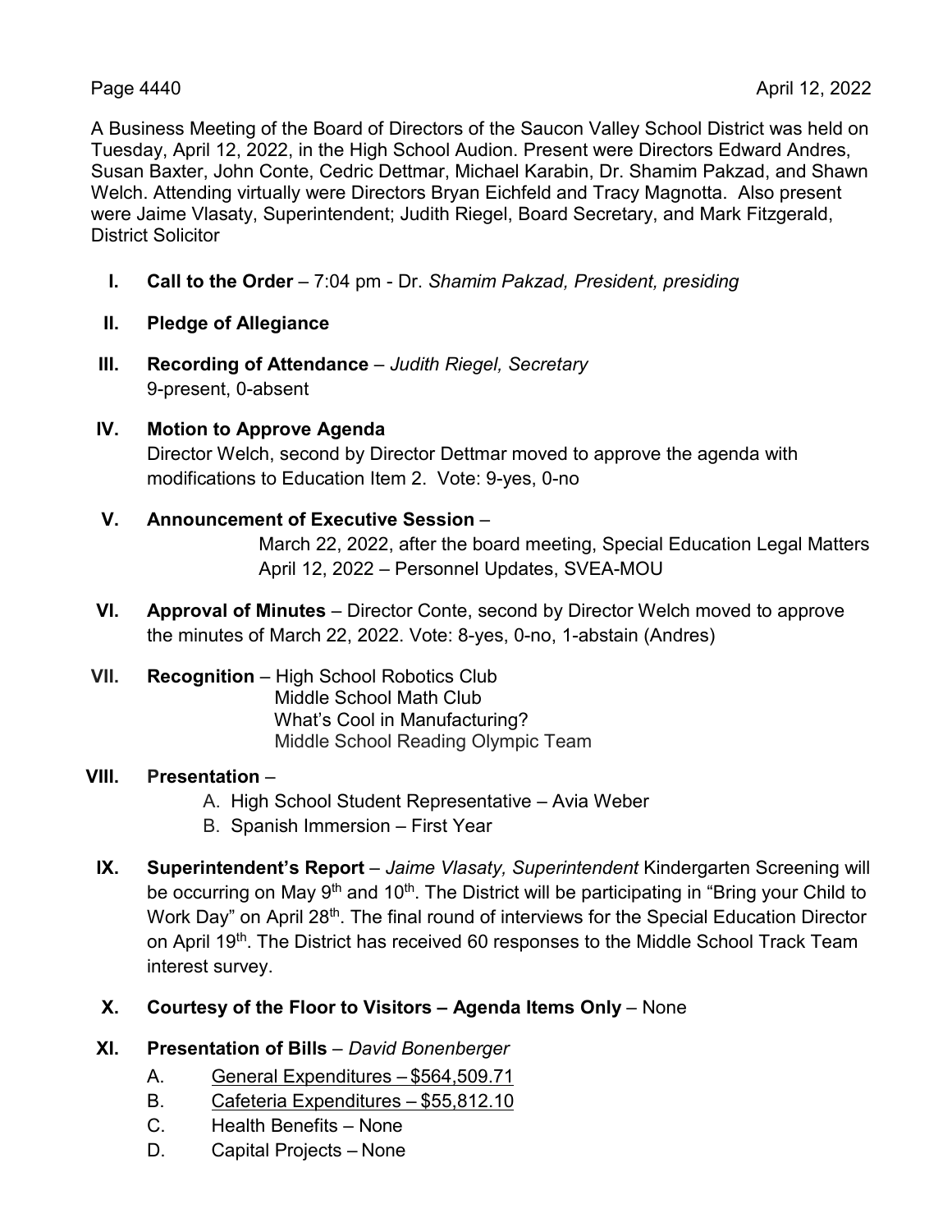A Business Meeting of the Board of Directors of the Saucon Valley School District was held on Tuesday, April 12, 2022, in the High School Audion. Present were Directors Edward Andres, Susan Baxter, John Conte, Cedric Dettmar, Michael Karabin, Dr. Shamim Pakzad, and Shawn Welch. Attending virtually were Directors Bryan Eichfeld and Tracy Magnotta. Also present were Jaime Vlasaty, Superintendent; Judith Riegel, Board Secretary, and Mark Fitzgerald, District Solicitor

**I. Call to the Order** – 7:04 pm - Dr. *Shamim Pakzad, President, presiding*

**II. Pledge of Allegiance**

**III. Recording of Attendance** – *Judith Riegel, Secretary*
9-present, 0-absent

**IV. Motion to Approve Agenda**
Director Welch, second by Director Dettmar moved to approve the agenda with modifications to Education Item 2. Vote: 9-yes, 0-no

**V. Announcement of Executive Session** –
March 22, 2022, after the board meeting, Special Education Legal Matters
April 12, 2022 – Personnel Updates, SVEA-MOU

**VI. Approval of Minutes** – Director Conte, second by Director Welch moved to approve the minutes of March 22, 2022. Vote: 8-yes, 0-no, 1-abstain (Andres)

**VII. Recognition** – High School Robotics Club
Middle School Math Club
What's Cool in Manufacturing?
Middle School Reading Olympic Team

**VIII. Presentation** –
A. High School Student Representative – Avia Weber
B. Spanish Immersion – First Year

**IX. Superintendent's Report** – *Jaime Vlasaty, Superintendent* Kindergarten Screening will be occurring on May 9th and 10th. The District will be participating in "Bring your Child to Work Day" on April 28th. The final round of interviews for the Special Education Director on April 19th. The District has received 60 responses to the Middle School Track Team interest survey.

**X. Courtesy of the Floor to Visitors – Agenda Items Only** – None

**XI. Presentation of Bills** – *David Bonenberger*
A. General Expenditures – $564,509.71
B. Cafeteria Expenditures – $55,812.10
C. Health Benefits – None
D. Capital Projects – None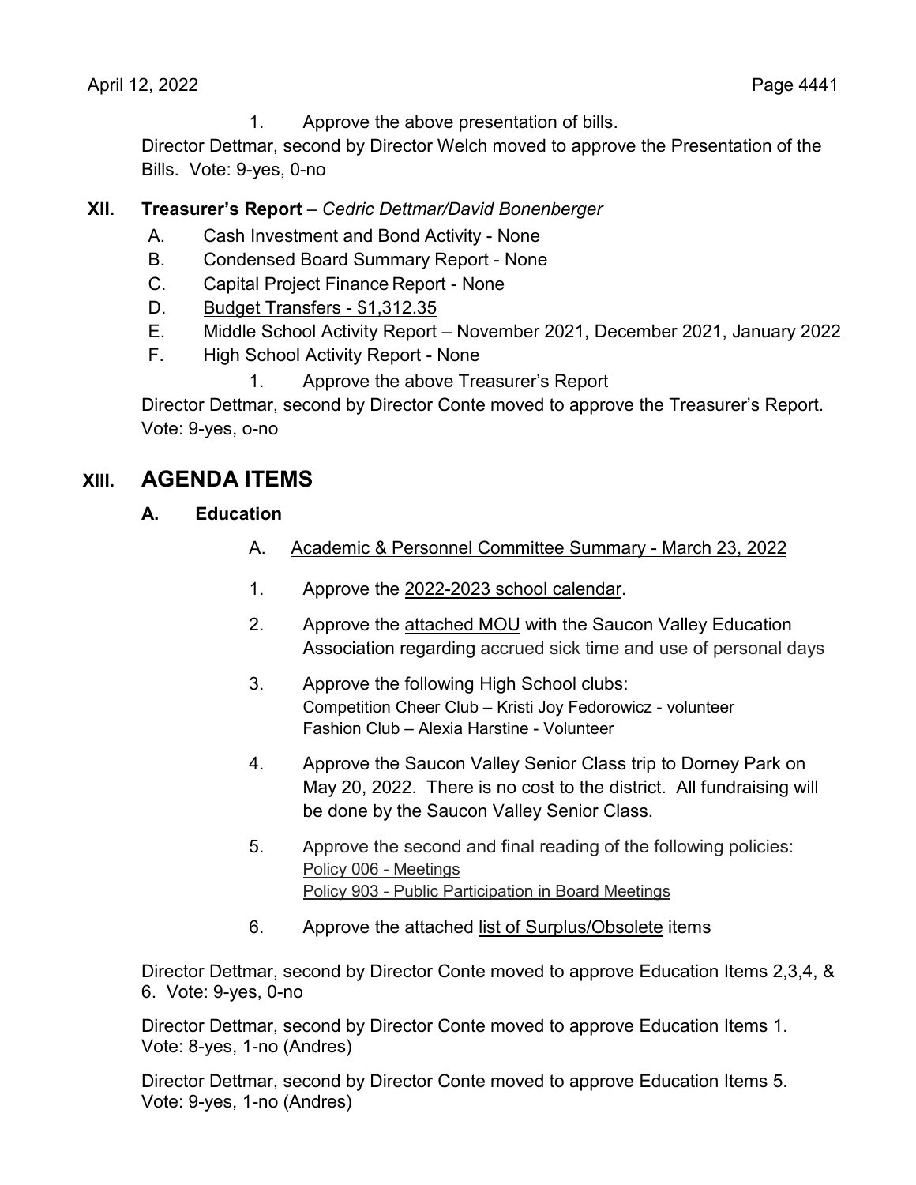1. Approve the above presentation of bills.

Director Dettmar, second by Director Welch moved to approve the Presentation of the Bills. Vote: 9-yes, 0-no

**XII. Treasurer's Report** – *Cedric Dettmar/David Bonenberger*

A. Cash Investment and Bond Activity - None

B. Condensed Board Summary Report - None

C. Capital Project Finance Report - None

D. Budget Transfers - $1,312.35

E. Middle School Activity Report – November 2021, December 2021, January 2022

F. High School Activity Report - None

1. Approve the above Treasurer's Report

Director Dettmar, second by Director Conte moved to approve the Treasurer's Report. Vote: 9-yes, o-no

## XIII. AGENDA ITEMS

### A. Education

A. Academic & Personnel Committee Summary - March 23, 2022

1. Approve the 2022-2023 school calendar.
2. Approve the attached MOU with the Saucon Valley Education Association regarding accrued sick time and use of personal days
3. Approve the following High School clubs:
   Competition Cheer Club – Kristi Joy Fedorowicz - volunteer
   Fashion Club – Alexia Harstine - Volunteer
4. Approve the Saucon Valley Senior Class trip to Dorney Park on May 20, 2022. There is no cost to the district. All fundraising will be done by the Saucon Valley Senior Class.
5. Approve the second and final reading of the following policies:
   Policy 006 - Meetings
   Policy 903 - Public Participation in Board Meetings
6. Approve the attached list of Surplus/Obsolete items

Director Dettmar, second by Director Conte moved to approve Education Items 2,3,4, & 6. Vote: 9-yes, 0-no

Director Dettmar, second by Director Conte moved to approve Education Items 1. Vote: 8-yes, 1-no (Andres)

Director Dettmar, second by Director Conte moved to approve Education Items 5. Vote: 9-yes, 1-no (Andres)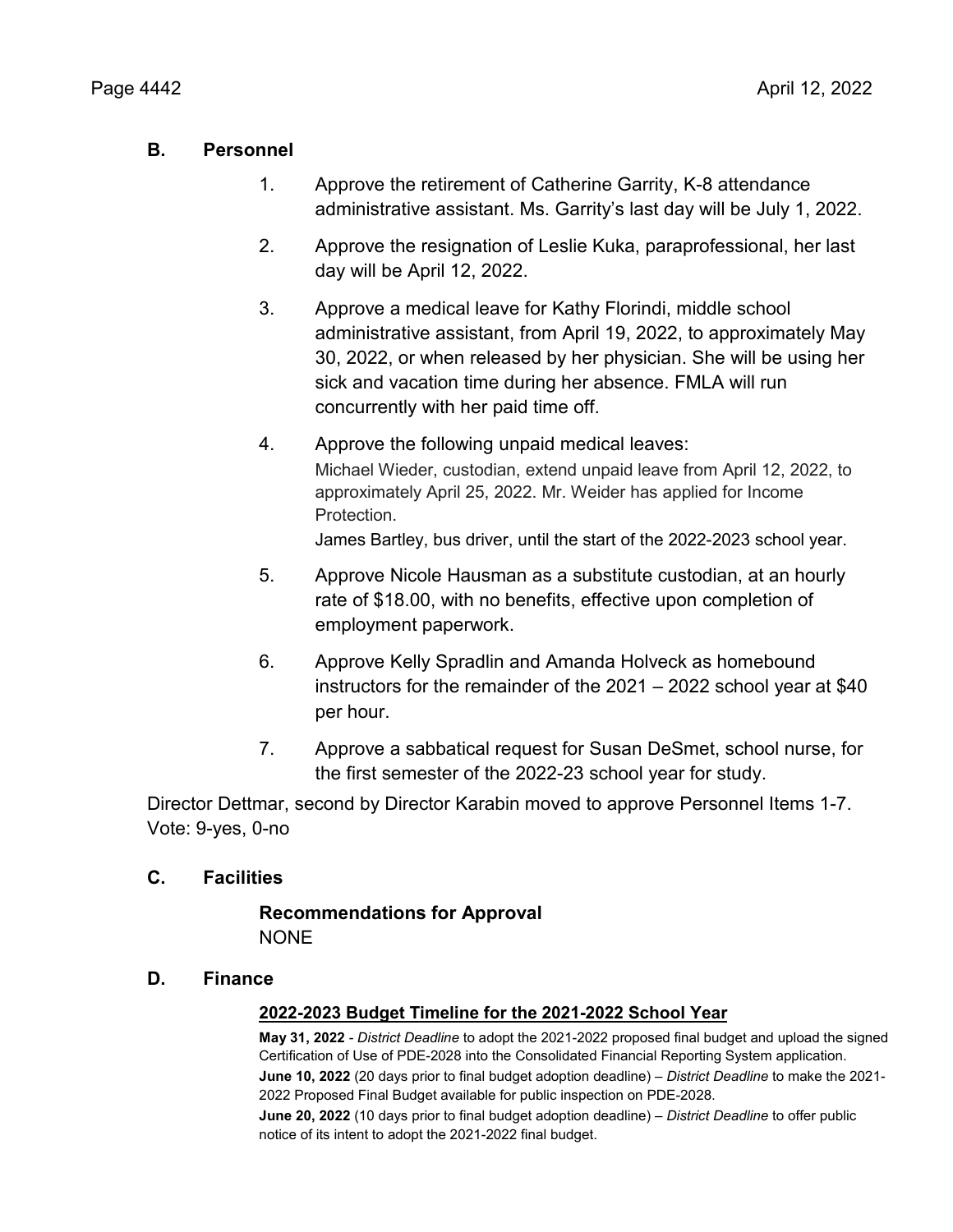## B. Personnel

1. Approve the retirement of Catherine Garrity, K-8 attendance administrative assistant. Ms. Garrity's last day will be July 1, 2022.
2. Approve the resignation of Leslie Kuka, paraprofessional, her last day will be April 12, 2022.
3. Approve a medical leave for Kathy Florindi, middle school administrative assistant, from April 19, 2022, to approximately May 30, 2022, or when released by her physician. She will be using her sick and vacation time during her absence. FMLA will run concurrently with her paid time off.
4. Approve the following unpaid medical leaves:
   Michael Wieder, custodian, extend unpaid leave from April 12, 2022, to approximately April 25, 2022. Mr. Weider has applied for Income Protection.
   James Bartley, bus driver, until the start of the 2022-2023 school year.
5. Approve Nicole Hausman as a substitute custodian, at an hourly rate of $18.00, with no benefits, effective upon completion of employment paperwork.
6. Approve Kelly Spradlin and Amanda Holveck as homebound instructors for the remainder of the 2021 – 2022 school year at $40 per hour.
7. Approve a sabbatical request for Susan DeSmet, school nurse, for the first semester of the 2022-23 school year for study.

Director Dettmar, second by Director Karabin moved to approve Personnel Items 1-7.
Vote: 9-yes, 0-no

## C. Facilities

**Recommendations for Approval**
NONE

## D. Finance

**2022-2023 Budget Timeline for the 2021-2022 School Year**

**May 31, 2022** - *District Deadline* to adopt the 2021-2022 proposed final budget and upload the signed Certification of Use of PDE-2028 into the Consolidated Financial Reporting System application.
**June 10, 2022** (20 days prior to final budget adoption deadline) – *District Deadline* to make the 2021-2022 Proposed Final Budget available for public inspection on PDE-2028.
**June 20, 2022** (10 days prior to final budget adoption deadline) – *District Deadline* to offer public notice of its intent to adopt the 2021-2022 final budget.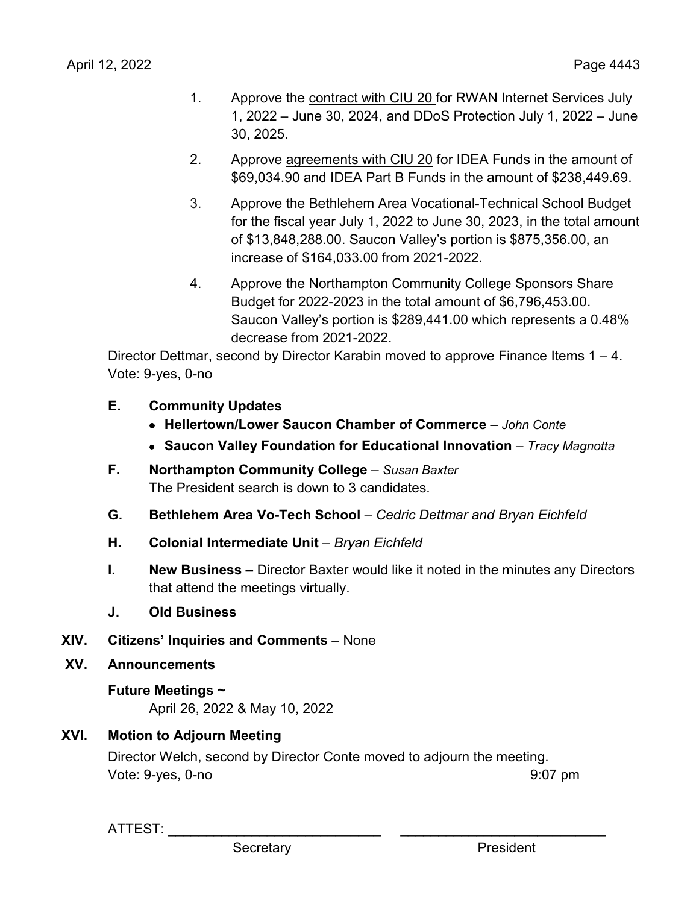1. Approve the contract with CIU 20 for RWAN Internet Services July 1, 2022 – June 30, 2024, and DDoS Protection July 1, 2022 – June 30, 2025.

2. Approve agreements with CIU 20 for IDEA Funds in the amount of $69,034.90 and IDEA Part B Funds in the amount of $238,449.69.

3. Approve the Bethlehem Area Vocational-Technical School Budget for the fiscal year July 1, 2022 to June 30, 2023, in the total amount of $13,848,288.00. Saucon Valley's portion is $875,356.00, an increase of $164,033.00 from 2021-2022.

4. Approve the Northampton Community College Sponsors Share Budget for 2022-2023 in the total amount of $6,796,453.00. Saucon Valley's portion is $289,441.00 which represents a 0.48% decrease from 2021-2022.

Director Dettmar, second by Director Karabin moved to approve Finance Items 1 – 4.
Vote: 9-yes, 0-no

**E. Community Updates**

- **Hellertown/Lower Saucon Chamber of Commerce** – *John Conte*
- **Saucon Valley Foundation for Educational Innovation** – *Tracy Magnotta*

**F. Northampton Community College** – *Susan Baxter*
The President search is down to 3 candidates.

**G. Bethlehem Area Vo-Tech School** – *Cedric Dettmar and Bryan Eichfeld*

**H. Colonial Intermediate Unit** – *Bryan Eichfeld*

**I. New Business –** Director Baxter would like it noted in the minutes any Directors that attend the meetings virtually.

**J. Old Business**

**XIV. Citizens' Inquiries and Comments** – None

**XV. Announcements**

**Future Meetings ~**
April 26, 2022 & May 10, 2022

**XVI. Motion to Adjourn Meeting**

Director Welch, second by Director Conte moved to adjourn the meeting.
Vote: 9-yes, 0-no 9:07 pm

ATTEST: ____________________________ ____________________________
Secretary President